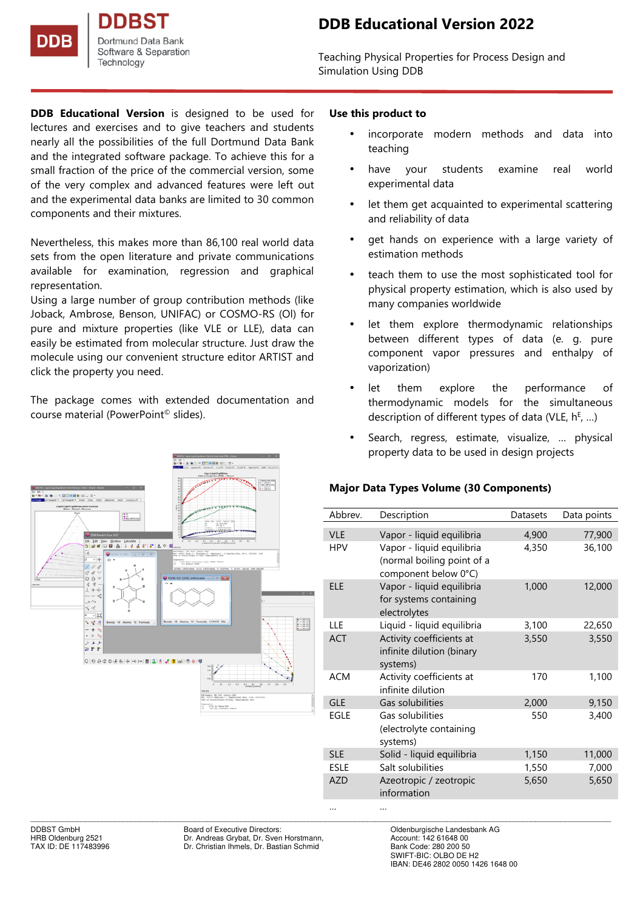DDBST

Dortmund Data Bank Software & Separation Technology

# DDB Educational Version 2022

Teaching Physical Properties for Process Design and Simulation Using DDB

**DDB Educational Version** is designed to be used for lectures and exercises and to give teachers and students nearly all the possibilities of the full Dortmund Data Bank and the integrated software package. To achieve this for a small fraction of the price of the commercial version, some of the very complex and advanced features were left out and the experimental data banks are limited to 30 common components and their mixtures.

Nevertheless, this makes more than 86,100 real world data sets from the open literature and private communications available for examination, regression and graphical representation.
Using a large number of group contribution methods (like Joback, Ambrose, Benson, UNIFAC) or COSMO-RS (Ol) for pure and mixture properties (like VLE or LLE), data can easily be estimated from molecular structure. Just draw the molecule using our convenient structure editor ARTIST and click the property you need.

The package comes with extended documentation and course material (PowerPoint© slides).

## Use this product to

- incorporate modern methods and data into teaching
- have your students examine real world experimental data
- let them get acquainted to experimental scattering and reliability of data
- get hands on experience with a large variety of estimation methods
- teach them to use the most sophisticated tool for physical property estimation, which is also used by many companies worldwide
- let them explore thermodynamic relationships between different types of data (e. g. pure component vapor pressures and enthalpy of vaporization)
- let them explore the performance of thermodynamic models for the simultaneous description of different types of data (VLE, $h^E$, ...)
- Search, regress, estimate, visualize, ... physical property data to be used in design projects

## Major Data Types Volume (30 Components)

| Abbrev. | Description | Datasets | Data points |
|---|---|---|---|
| VLE | Vapor - liquid equilibria | 4,900 | 77,900 |
| HPV | Vapor - liquid equilibria (normal boiling point of a component below 0°C) | 4,350 | 36,100 |
| ELE | Vapor - liquid equilibria for systems containing electrolytes | 1,000 | 12,000 |
| LLE | Liquid - liquid equilibria | 3,100 | 22,650 |
| ACT | Activity coefficients at infinite dilution (binary systems) | 3,550 | 3,550 |
| ACM | Activity coefficients at infinite dilution | 170 | 1,100 |
| GLE | Gas solubilities | 2,000 | 9,150 |
| EGLE | Gas solubilities (electrolyte containing systems) | 550 | 3,400 |
| SLE | Solid - liquid equilibria | 1,150 | 11,000 |
| ESLE | Salt solubilities | 1,550 | 7,000 |
| AZD | Azeotropic / zeotropic information | 5,650 | 5,650 |
| ... | ... | | |

DDBST GmbH
HRB Oldenburg 2521
TAX ID: DE 117483996

Board of Executive Directors:
Dr. Andreas Grybat, Dr. Sven Horstmann,
Dr. Christian Ihmels, Dr. Bastian Schmid

Oldenburgische Landesbank AG
Account: 142 61648 00
Bank Code: 280 200 50
SWIFT-BIC: OLBO DE H2
IBAN: DE46 2802 0050 1426 1648 00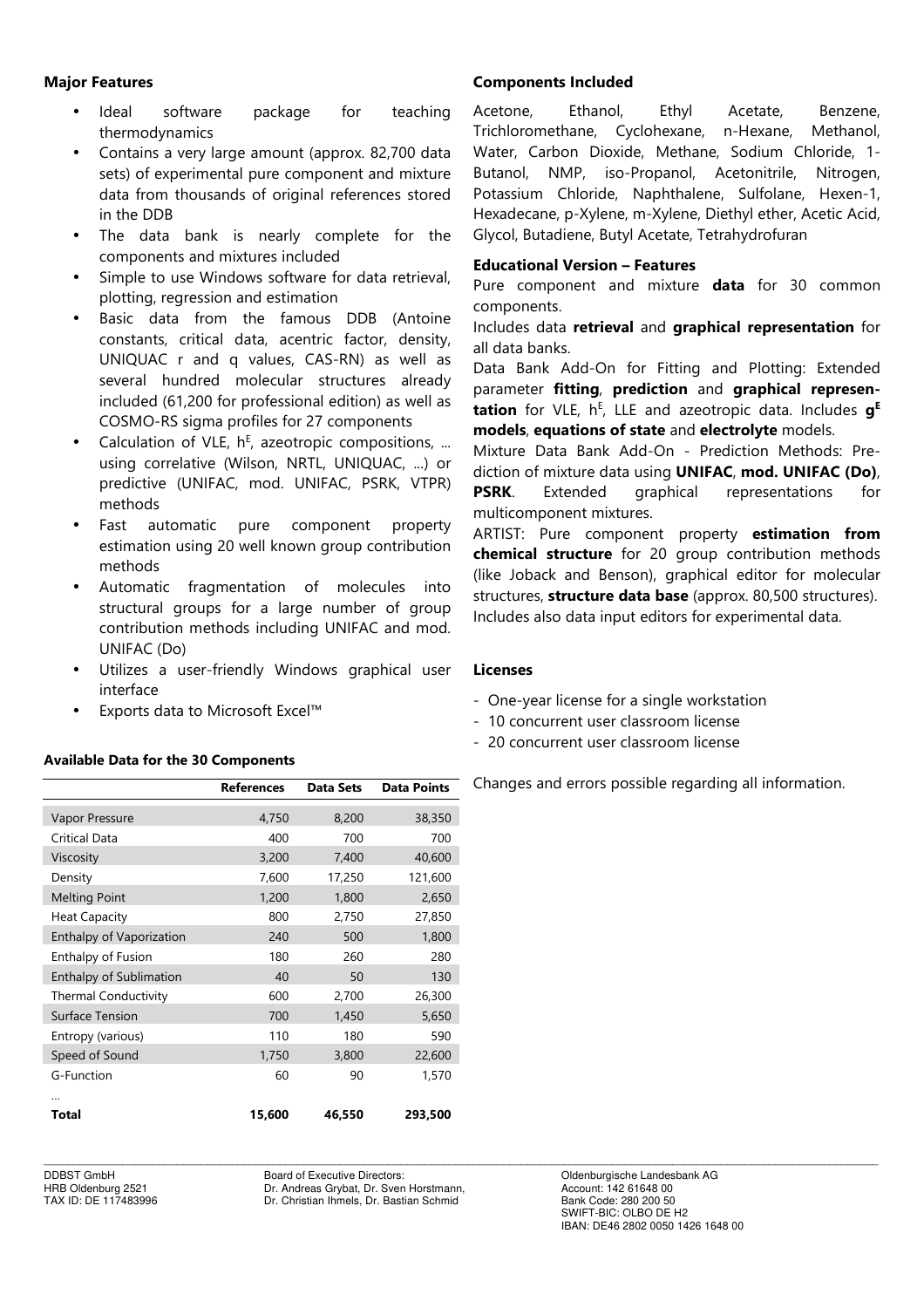### Major Features

- Ideal software package for teaching thermodynamics
- Contains a very large amount (approx. 82,700 data sets) of experimental pure component and mixture data from thousands of original references stored in the DDB
- The data bank is nearly complete for the components and mixtures included
- Simple to use Windows software for data retrieval, plotting, regression and estimation
- Basic data from the famous DDB (Antoine constants, critical data, acentric factor, density, UNIQUAC r and q values, CAS-RN) as well as several hundred molecular structures already included (61,200 for professional edition) as well as COSMO-RS sigma profiles for 27 components
- Calculation of VLE, $h^E$, azeotropic compositions, ... using correlative (Wilson, NRTL, UNIQUAC, ...) or predictive (UNIFAC, mod. UNIFAC, PSRK, VTPR) methods
- Fast automatic pure component property estimation using 20 well known group contribution methods
- Automatic fragmentation of molecules into structural groups for a large number of group contribution methods including UNIFAC and mod. UNIFAC (Do)
- Utilizes a user-friendly Windows graphical user interface
- Exports data to Microsoft Excel™

### Available Data for the 30 Components

| | References | Data Sets | Data Points |
|---|---|---|---|
| Vapor Pressure | 4,750 | 8,200 | 38,350 |
| Critical Data | 400 | 700 | 700 |
| Viscosity | 3,200 | 7,400 | 40,600 |
| Density | 7,600 | 17,250 | 121,600 |
| Melting Point | 1,200 | 1,800 | 2,650 |
| Heat Capacity | 800 | 2,750 | 27,850 |
| Enthalpy of Vaporization | 240 | 500 | 1,800 |
| Enthalpy of Fusion | 180 | 260 | 280 |
| Enthalpy of Sublimation | 40 | 50 | 130 |
| Thermal Conductivity | 600 | 2,700 | 26,300 |
| Surface Tension | 700 | 1,450 | 5,650 |
| Entropy (various) | 110 | 180 | 590 |
| Speed of Sound | 1,750 | 3,800 | 22,600 |
| G-Function | 60 | 90 | 1,570 |
| ... | | | |
| **Total** | **15,600** | **46,550** | **293,500** |

### Components Included

Acetone, Ethanol, Ethyl Acetate, Benzene, Trichloromethane, Cyclohexane, n-Hexane, Methanol, Water, Carbon Dioxide, Methane, Sodium Chloride, 1-Butanol, NMP, iso-Propanol, Acetonitrile, Nitrogen, Potassium Chloride, Naphthalene, Sulfolane, Hexen-1, Hexadecane, p-Xylene, m-Xylene, Diethyl ether, Acetic Acid, Glycol, Butadiene, Butyl Acetate, Tetrahydrofuran

### Educational Version – Features

Pure component and mixture **data** for 30 common components.

Includes data **retrieval** and **graphical representation** for all data banks.

Data Bank Add-On for Fitting and Plotting: Extended parameter **fitting**, **prediction** and **graphical representation** for VLE, $h^E$, LLE and azeotropic data. Includes **$g^E$ models**, **equations of state** and **electrolyte** models.

Mixture Data Bank Add-On - Prediction Methods: Prediction of mixture data using **UNIFAC**, **mod. UNIFAC (Do)**, **PSRK**. Extended graphical representations for multicomponent mixtures.

ARTIST: Pure component property **estimation from chemical structure** for 20 group contribution methods (like Joback and Benson), graphical editor for molecular structures, **structure data base** (approx. 80,500 structures). Includes also data input editors for experimental data.

### Licenses

- One-year license for a single workstation
- 10 concurrent user classroom license
- 20 concurrent user classroom license

Changes and errors possible regarding all information.

DDBST GmbH
HRB Oldenburg 2521
TAX ID: DE 117483996

Board of Executive Directors:
Dr. Andreas Grybat, Dr. Sven Horstmann,
Dr. Christian Ihmels, Dr. Bastian Schmid

Oldenburgische Landesbank AG
Account: 142 61648 00
Bank Code: 280 200 50
SWIFT-BIC: OLBO DE H2
IBAN: DE46 2802 0050 1426 1648 00